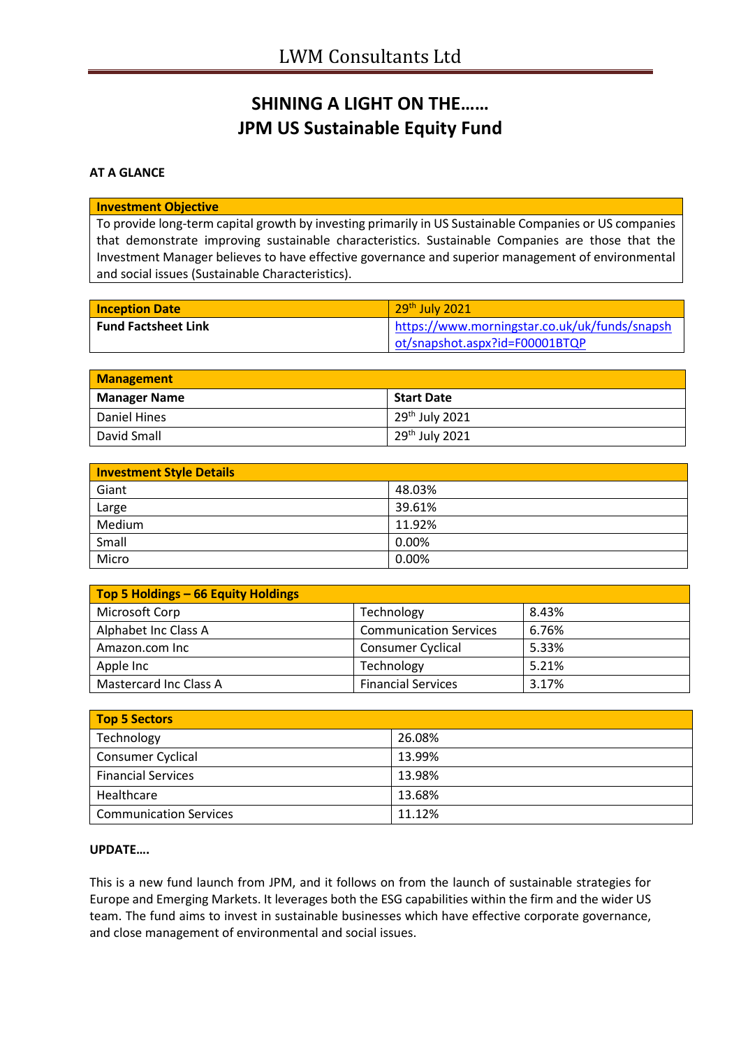# SHINING A LIGHT ON THE……
# JPM US Sustainable Equity Fund

**AT A GLANCE**

| Investment Objective |
|---|
| To provide long-term capital growth by investing primarily in US Sustainable Companies or US companies that demonstrate improving sustainable characteristics. Sustainable Companies are those that the Investment Manager believes to have effective governance and superior management of environmental and social issues (Sustainable Characteristics). |

| Inception Date | 29th July 2021 |
|---|---|
| Fund Factsheet Link | https://www.morningstar.co.uk/uk/funds/snapshot/snapshot.aspx?id=F00001BTQP |

| Management | |
|---|---|
| **Manager Name** | **Start Date** |
| Daniel Hines | 29th July 2021 |
| David Small | 29th July 2021 |

| Investment Style Details | |
|---|---|
| Giant | 48.03% |
| Large | 39.61% |
| Medium | 11.92% |
| Small | 0.00% |
| Micro | 0.00% |

| Top 5 Holdings – 66 Equity Holdings | | |
|---|---|---|
| Microsoft Corp | Technology | 8.43% |
| Alphabet Inc Class A | Communication Services | 6.76% |
| Amazon.com Inc | Consumer Cyclical | 5.33% |
| Apple Inc | Technology | 5.21% |
| Mastercard Inc Class A | Financial Services | 3.17% |

| Top 5 Sectors | |
|---|---|
| Technology | 26.08% |
| Consumer Cyclical | 13.99% |
| Financial Services | 13.98% |
| Healthcare | 13.68% |
| Communication Services | 11.12% |

**UPDATE….**

This is a new fund launch from JPM, and it follows on from the launch of sustainable strategies for Europe and Emerging Markets. It leverages both the ESG capabilities within the firm and the wider US team. The fund aims to invest in sustainable businesses which have effective corporate governance, and close management of environmental and social issues.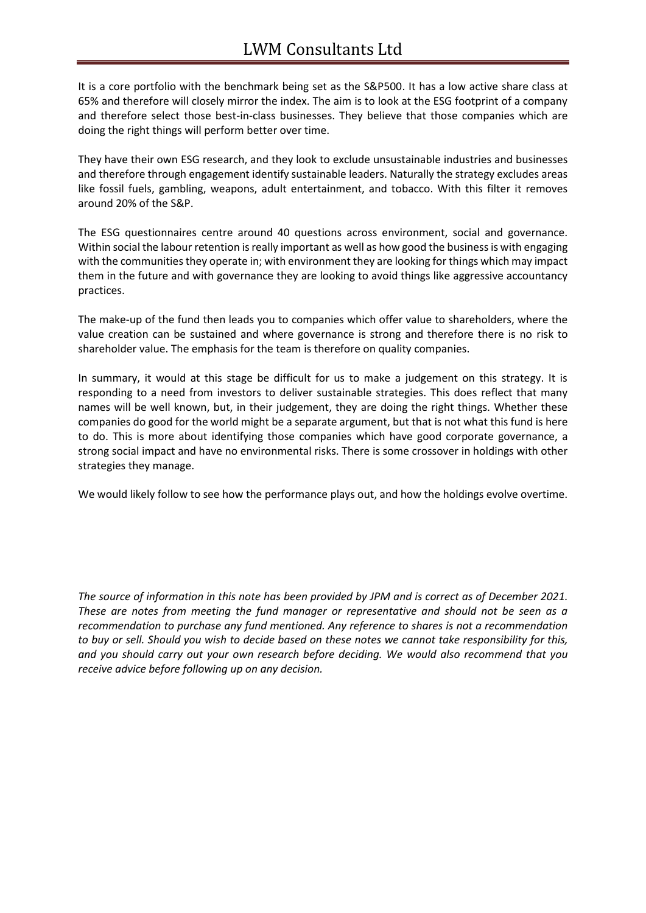It is a core portfolio with the benchmark being set as the S&P500. It has a low active share class at 65% and therefore will closely mirror the index. The aim is to look at the ESG footprint of a company and therefore select those best-in-class businesses. They believe that those companies which are doing the right things will perform better over time.

They have their own ESG research, and they look to exclude unsustainable industries and businesses and therefore through engagement identify sustainable leaders. Naturally the strategy excludes areas like fossil fuels, gambling, weapons, adult entertainment, and tobacco. With this filter it removes around 20% of the S&P.

The ESG questionnaires centre around 40 questions across environment, social and governance. Within social the labour retention is really important as well as how good the business is with engaging with the communities they operate in; with environment they are looking for things which may impact them in the future and with governance they are looking to avoid things like aggressive accountancy practices.

The make-up of the fund then leads you to companies which offer value to shareholders, where the value creation can be sustained and where governance is strong and therefore there is no risk to shareholder value. The emphasis for the team is therefore on quality companies.

In summary, it would at this stage be difficult for us to make a judgement on this strategy. It is responding to a need from investors to deliver sustainable strategies. This does reflect that many names will be well known, but, in their judgement, they are doing the right things. Whether these companies do good for the world might be a separate argument, but that is not what this fund is here to do. This is more about identifying those companies which have good corporate governance, a strong social impact and have no environmental risks. There is some crossover in holdings with other strategies they manage.

We would likely follow to see how the performance plays out, and how the holdings evolve overtime.

*The source of information in this note has been provided by JPM and is correct as of December 2021. These are notes from meeting the fund manager or representative and should not be seen as a recommendation to purchase any fund mentioned. Any reference to shares is not a recommendation to buy or sell. Should you wish to decide based on these notes we cannot take responsibility for this, and you should carry out your own research before deciding. We would also recommend that you receive advice before following up on any decision.*